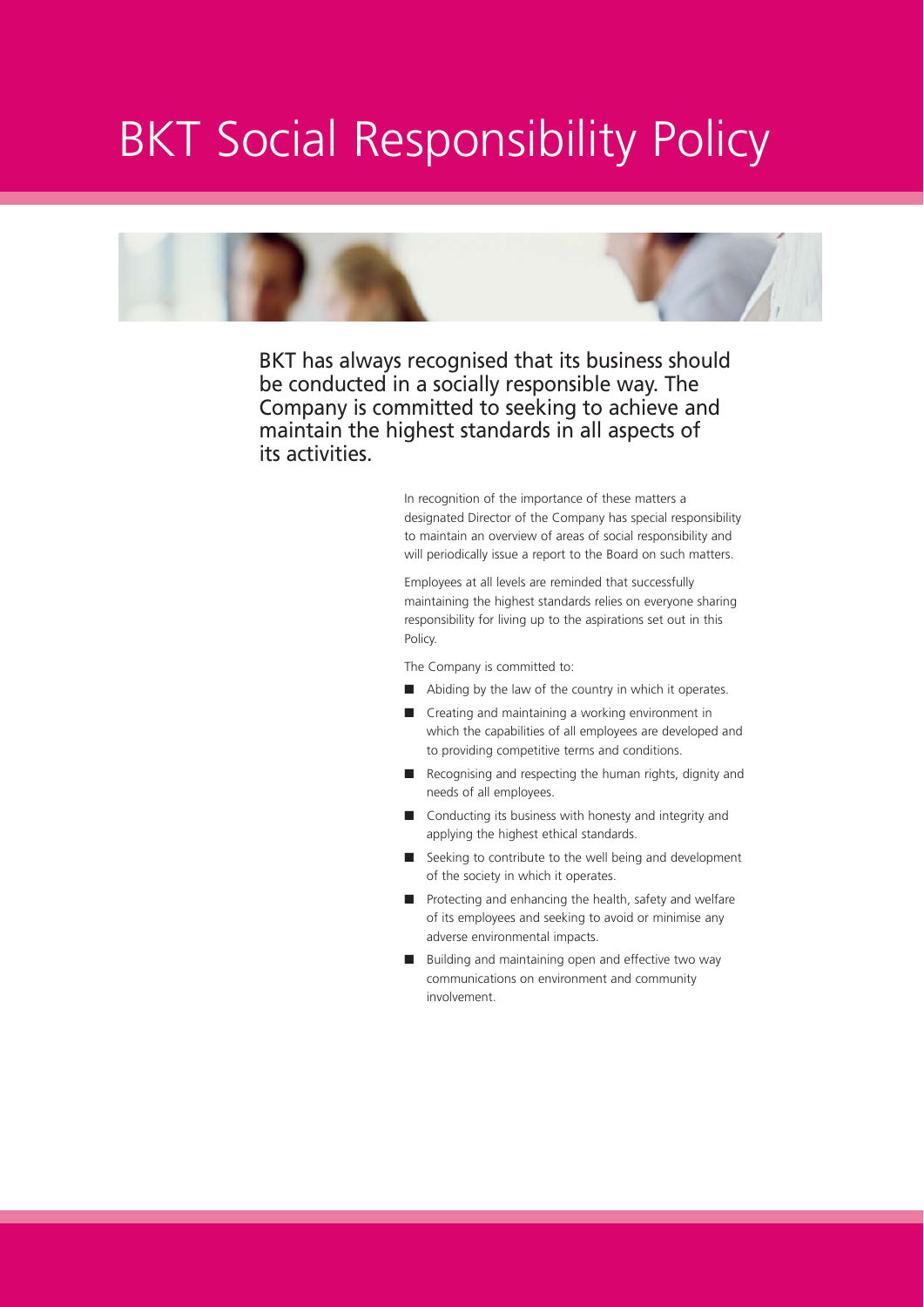# BKT Social Responsibility Policy

BKT has always recognised that its business should be conducted in a socially responsible way. The Company is committed to seeking to achieve and maintain the highest standards in all aspects of its activities.

In recognition of the importance of these matters a designated Director of the Company has special responsibility to maintain an overview of areas of social responsibility and will periodically issue a report to the Board on such matters.

Employees at all levels are reminded that successfully maintaining the highest standards relies on everyone sharing responsibility for living up to the aspirations set out in this Policy.

The Company is committed to:

- Abiding by the law of the country in which it operates.
- Creating and maintaining a working environment in which the capabilities of all employees are developed and to providing competitive terms and conditions.
- Recognising and respecting the human rights, dignity and needs of all employees.
- Conducting its business with honesty and integrity and applying the highest ethical standards.
- Seeking to contribute to the well being and development of the society in which it operates.
- Protecting and enhancing the health, safety and welfare of its employees and seeking to avoid or minimise any adverse environmental impacts.
- Building and maintaining open and effective two way communications on environment and community involvement.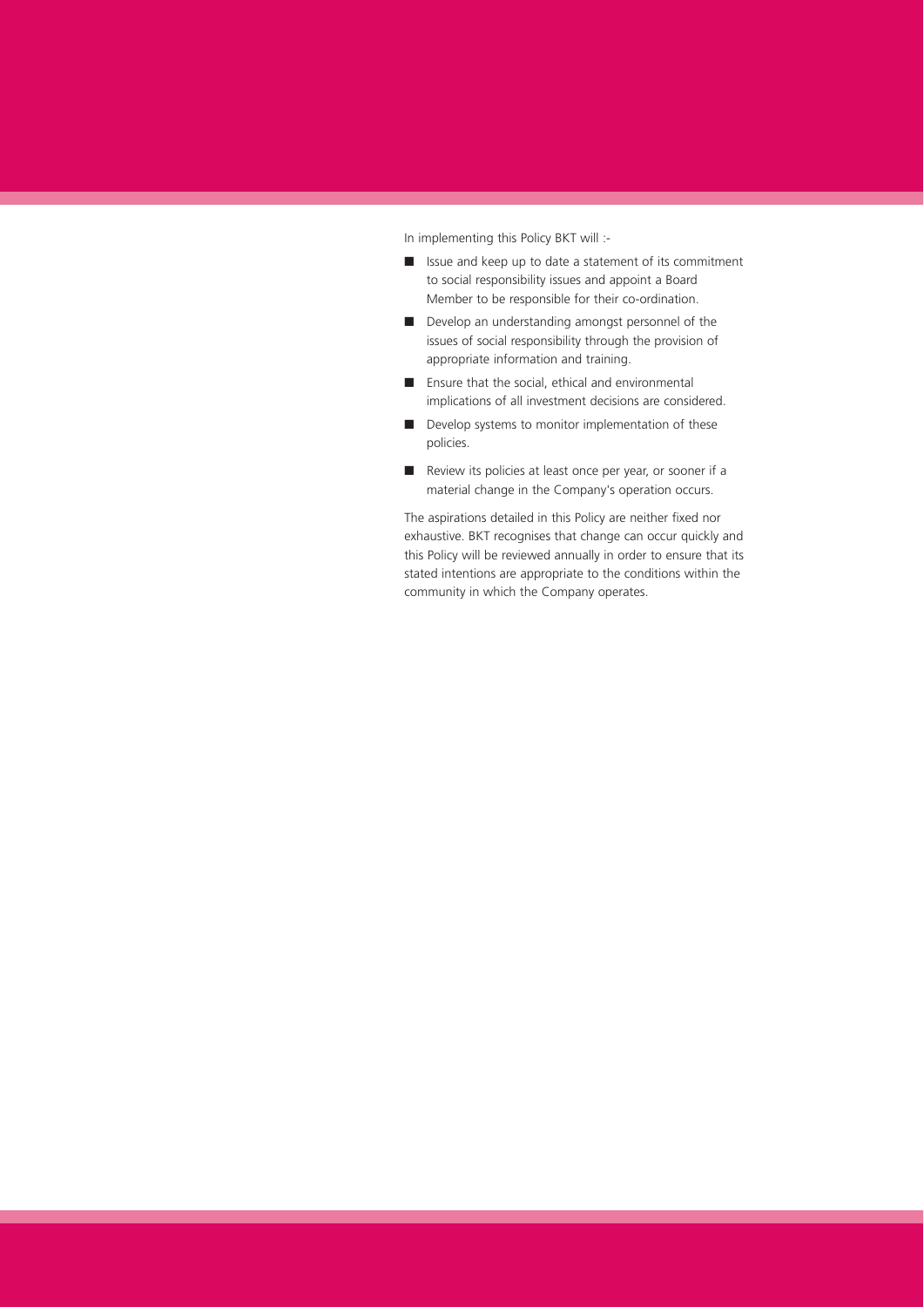In implementing this Policy BKT will :-

- Issue and keep up to date a statement of its commitment to social responsibility issues and appoint a Board Member to be responsible for their co-ordination.
- Develop an understanding amongst personnel of the issues of social responsibility through the provision of appropriate information and training.
- Ensure that the social, ethical and environmental implications of all investment decisions are considered.
- Develop systems to monitor implementation of these policies.
- Review its policies at least once per year, or sooner if a material change in the Company's operation occurs.

The aspirations detailed in this Policy are neither fixed nor exhaustive. BKT recognises that change can occur quickly and this Policy will be reviewed annually in order to ensure that its stated intentions are appropriate to the conditions within the community in which the Company operates.